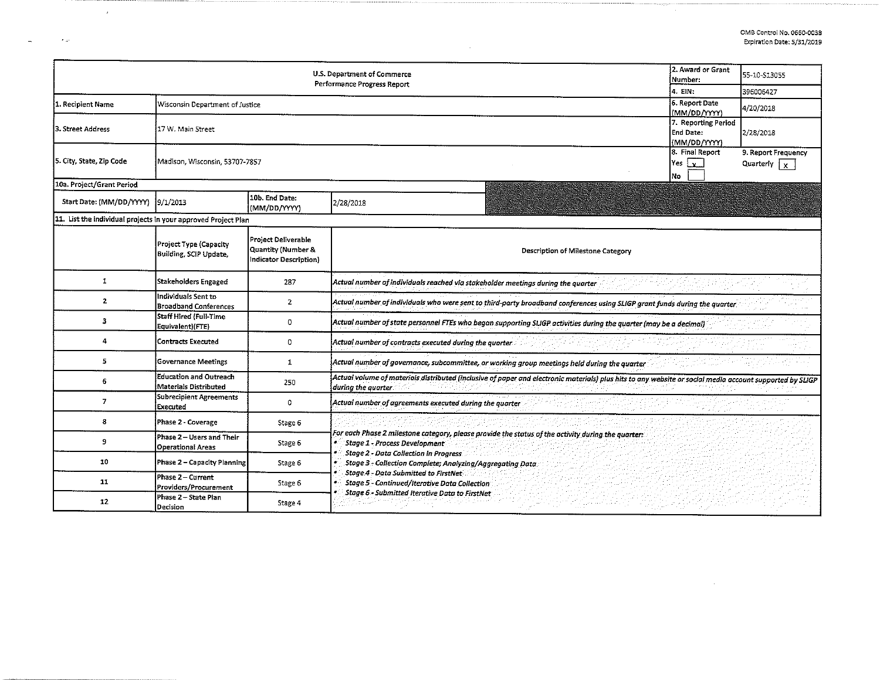OMB Control No. 0660-0038
Expiration Date: 5/31/2019

| U.S. Department of Commerce<br>Performance Progress Report | | | | 2. Award or Grant Number: | 55-10-S13055 |
|---|---|---|---|---|---|
| | | | | 4. EIN: | 396006427 |
| 1. Recipient Name | Wisconsin Department of Justice | | | 6. Report Date (MM/DD/YYYY) | 4/20/2018 |
| 3. Street Address | 17 W. Main Street | | | 7. Reporting Period End Date: (MM/DD/YYYY) | 2/28/2018 |
| 5. City, State, Zip Code | Madison, Wisconsin, 53707-7857 | | | 8. Final Report<br>Yes [x]<br>No [ ] | 9. Report Frequency<br>Quarterly [x] |
| 10a. Project/Grant Period | | | | | |
| Start Date: (MM/DD/YYYY) | 9/1/2013 | 10b. End Date: (MM/DD/YYYY) | 2/28/2018 | | |

11. List the individual projects in your approved Project Plan

| | Project Type (Capacity Building, SCIP Update, | Project Deliverable Quantity (Number & Indicator Description) | Description of Milestone Category |
|---|---|---|---|
| 1 | Stakeholders Engaged | 287 | *Actual number of individuals reached via stakeholder meetings during the quarter* |
| 2 | Individuals Sent to Broadband Conferences | 2 | *Actual number of individuals who were sent to third-party broadband conferences using SLIGP grant funds during the quarter* |
| 3 | Staff Hired (Full-Time Equivalent)(FTE) | 0 | *Actual number of state personnel FTEs who began supporting SLIGP activities during the quarter (may be a decimal)* |
| 4 | Contracts Executed | 0 | *Actual number of contracts executed during the quarter* |
| 5 | Governance Meetings | 1 | *Actual number of governance, subcommittee, or working group meetings held during the quarter* |
| 6 | Education and Outreach Materials Distributed | 250 | *Actual volume of materials distributed (inclusive of paper and electronic materials) plus hits to any website or social media account supported by SLIGP during the quarter* |
| 7 | Subrecipient Agreements Executed | 0 | *Actual number of agreements executed during the quarter* |
| 8 | Phase 2 - Coverage | Stage 6 | *For each Phase 2 milestone category, please provide the status of the activity during the quarter:*<br>• *Stage 1 - Process Development*<br>• *Stage 2 - Data Collection in Progress*<br>• *Stage 3 - Collection Complete; Analyzing/Aggregating Data*<br>• *Stage 4 - Data Submitted to FirstNet*<br>• *Stage 5 - Continued/Iterative Data Collection*<br>• *Stage 6 - Submitted Iterative Data to FirstNet* |
| 9 | Phase 2 – Users and Their Operational Areas | Stage 6 | |
| 10 | Phase 2 – Capacity Planning | Stage 6 | |
| 11 | Phase 2 – Current Providers/Procurement | Stage 6 | |
| 12 | Phase 2 – State Plan Decision | Stage 4 | |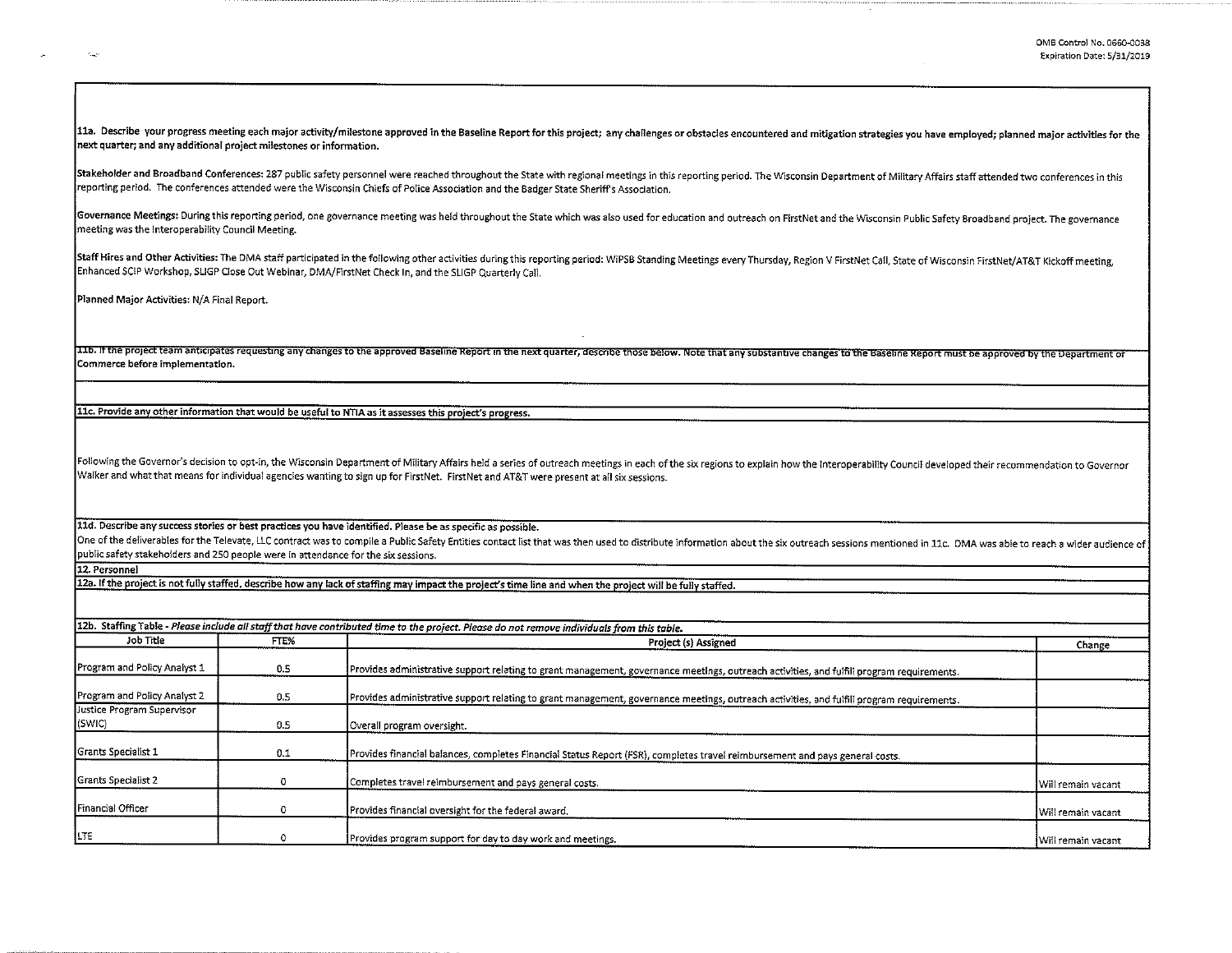OMB Control No. 0660-0038
Expiration Date: 5/31/2019

**11a. Describe your progress meeting each major activity/milestone approved in the Baseline Report for this project; any challenges or obstacles encountered and mitigation strategies you have employed; planned major activities for the next quarter; and any additional project milestones or information.**

**Stakeholder and Broadband Conferences:** 287 public safety personnel were reached throughout the State with regional meetings in this reporting period. The Wisconsin Department of Military Affairs staff attended two conferences in this reporting period. The conferences attended were the Wisconsin Chiefs of Police Association and the Badger State Sheriff's Association.

**Governance Meetings:** During this reporting period, one governance meeting was held throughout the State which was also used for education and outreach on FirstNet and the Wisconsin Public Safety Broadband project. The governance meeting was the Interoperability Council Meeting.

**Staff Hires and Other Activities:** The DMA staff participated in the following other activities during this reporting period: WiPSB Standing Meetings every Thursday, Region V FirstNet Call, State of Wisconsin FirstNet/AT&T Kickoff meeting, Enhanced SCIP Workshop, SLIGP Close Out Webinar, DMA/FirstNet Check In, and the SLIGP Quarterly Call.

**Planned Major Activities:** N/A Final Report.

**11b. If the project team anticipates requesting any changes to the approved Baseline Report in the next quarter, describe those below. Note that any substantive changes to the Baseline Report must be approved by the Department of Commerce before implementation.**

**11c. Provide any other information that would be useful to NTIA as it assesses this project's progress.**

Following the Governor's decision to opt-in, the Wisconsin Department of Military Affairs held a series of outreach meetings in each of the six regions to explain how the Interoperability Council developed their recommendation to Governor Walker and what that means for individual agencies wanting to sign up for FirstNet. FirstNet and AT&T were present at all six sessions.

**11d. Describe any success stories or best practices you have identified. Please be as specific as possible.**

One of the deliverables for the Televate, LLC contract was to compile a Public Safety Entities contact list that was then used to distribute information about the six outreach sessions mentioned in 11c. DMA was able to reach a wider audience of public safety stakeholders and 250 people were in attendance for the six sessions.

**12. Personnel**

**12a. If the project is not fully staffed, describe how any lack of staffing may impact the project's time line and when the project will be fully staffed.**

**12b. Staffing Table** - *Please include all staff that have contributed time to the project. Please do not remove individuals from this table.*

| Job Title | FTE% | Project (s) Assigned | Change |
|---|---|---|---|
| Program and Policy Analyst 1 | 0.5 | Provides administrative support relating to grant management, governance meetings, outreach activities, and fulfill program requirements. | |
| Program and Policy Analyst 2 | 0.5 | Provides administrative support relating to grant management, governance meetings, outreach activities, and fulfill program requirements. | |
| Justice Program Supervisor (SWIC) | 0.5 | Overall program oversight. | |
| Grants Specialist 1 | 0.1 | Provides financial balances, completes Financial Status Report (FSR), completes travel reimbursement and pays general costs. | |
| Grants Specialist 2 | 0 | Completes travel reimbursement and pays general costs. | Will remain vacant |
| Financial Officer | 0 | Provides financial oversight for the federal award. | Will remain vacant |
| LTE | 0 | Provides program support for day to day work and meetings. | Will remain vacant |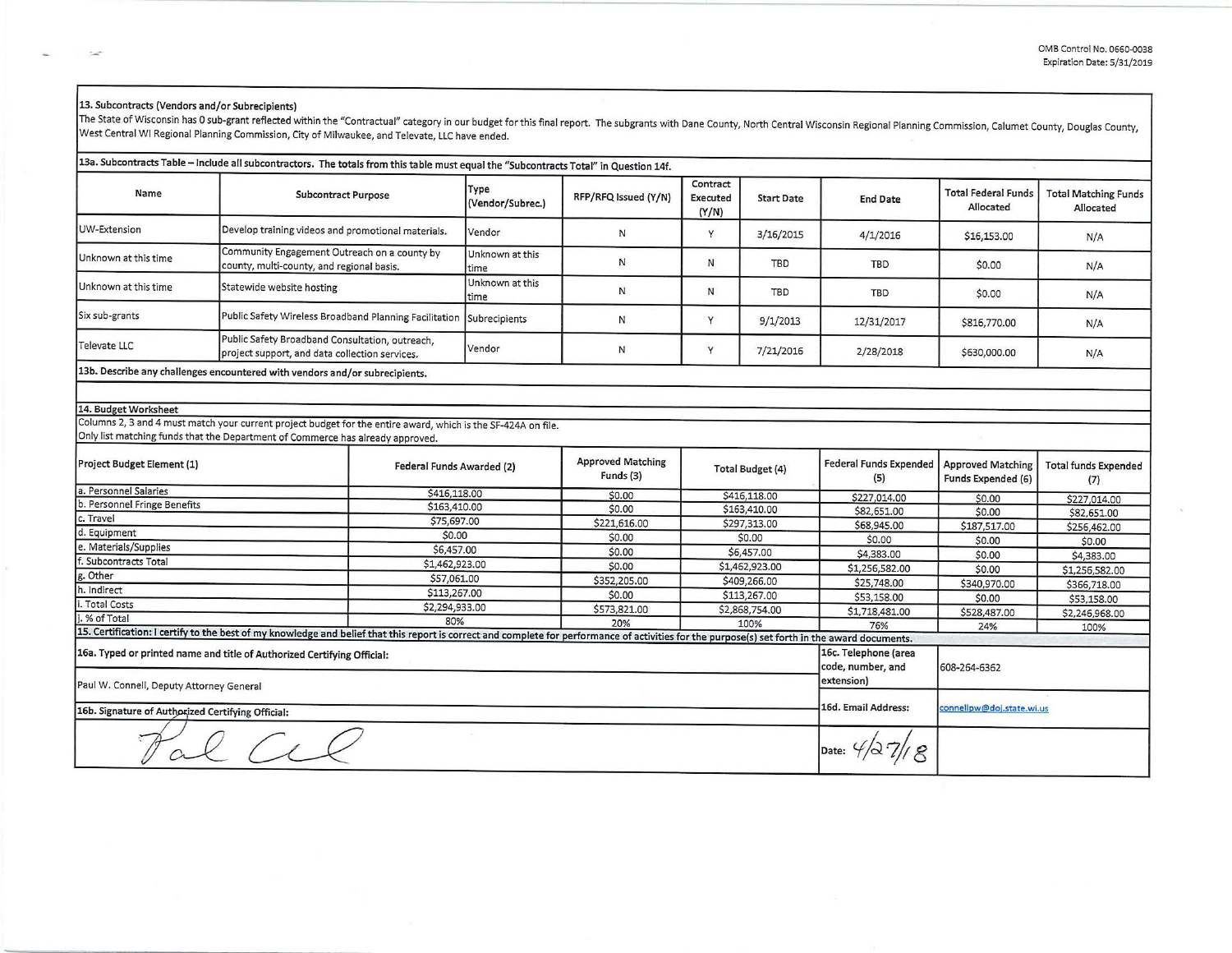### 13. Subcontracts (Vendors and/or Subrecipients)

The State of Wisconsin has 0 sub-grant reflected within the "Contractual" category in our budget for this final report. The subgrants with Dane County, North Central Wisconsin Regional Planning Commission, Calumet County, Douglas County, West Central WI Regional Planning Commission, City of Milwaukee, and Televate, LLC have ended.

**13a. Subcontracts Table – Include all subcontractors. The totals from this table must equal the "Subcontracts Total" in Question 14f.**

| Name | Subcontract Purpose | Type (Vendor/Subrec.) | RFP/RFQ Issued (Y/N) | Contract Executed (Y/N) | Start Date | End Date | Total Federal Funds Allocated | Total Matching Funds Allocated |
|---|---|---|---|---|---|---|---|---|
| UW-Extension | Develop training videos and promotional materials. | Vendor | N | Y | 3/16/2015 | 4/1/2016 | $16,153.00 | N/A |
| Unknown at this time | Community Engagement Outreach on a county by county, multi-county, and regional basis. | Unknown at this time | N | N | TBD | TBD | $0.00 | N/A |
| Unknown at this time | Statewide website hosting | Unknown at this time | N | N | TBD | TBD | $0.00 | N/A |
| Six sub-grants | Public Safety Wireless Broadband Planning Facilitation | Subrecipients | N | Y | 9/1/2013 | 12/31/2017 | $816,770.00 | N/A |
| Televate LLC | Public Safety Broadband Consultation, outreach, project support, and data collection services. | Vendor | N | Y | 7/21/2016 | 2/28/2018 | $630,000.00 | N/A |

**13b. Describe any challenges encountered with vendors and/or subrecipients.**

### 14. Budget Worksheet

Columns 2, 3 and 4 must match your current project budget for the entire award, which is the SF-424A on file.
Only list matching funds that the Department of Commerce has already approved.

| Project Budget Element (1) | Federal Funds Awarded (2) | Approved Matching Funds (3) | Total Budget (4) | Federal Funds Expended (5) | Approved Matching Funds Expended (6) | Total funds Expended (7) |
|---|---|---|---|---|---|---|
| a. Personnel Salaries | $416,118.00 | $0.00 | $416,118.00 | $227,014.00 | $0.00 | $227,014.00 |
| b. Personnel Fringe Benefits | $163,410.00 | $0.00 | $163,410.00 | $82,651.00 | $0.00 | $82,651.00 |
| c. Travel | $75,697.00 | $221,616.00 | $297,313.00 | $68,945.00 | $187,517.00 | $256,462.00 |
| d. Equipment | $0.00 | $0.00 | $0.00 | $0.00 | $0.00 | $0.00 |
| e. Materials/Supplies | $6,457.00 | $0.00 | $6,457.00 | $4,383.00 | $0.00 | $4,383.00 |
| f. Subcontracts Total | $1,462,923.00 | $0.00 | $1,462,923.00 | $1,256,582.00 | $0.00 | $1,256,582.00 |
| g. Other | $57,061.00 | $352,205.00 | $409,266.00 | $25,748.00 | $340,970.00 | $366,718.00 |
| h. Indirect | $113,267.00 | $0.00 | $113,267.00 | $53,158.00 | $0.00 | $53,158.00 |
| i. Total Costs | $2,294,933.00 | $573,821.00 | $2,868,754.00 | $1,718,481.00 | $528,487.00 | $2,246,968.00 |
| j. % of Total | 80% | 20% | 100% | 76% | 24% | 100% |

**15. Certification: I certify to the best of my knowledge and belief that this report is correct and complete for performance of activities for the purpose(s) set forth in the award documents.**

**16a. Typed or printed name and title of Authorized Certifying Official:**

Paul W. Connell, Deputy Attorney General

**16c. Telephone (area code, number, and extension)** 608-264-6362

**16b. Signature of Authorized Certifying Official:**

Paul Connell

**16d. Email Address:** connellpw@doj.state.wi.us

Date: 4/27/18